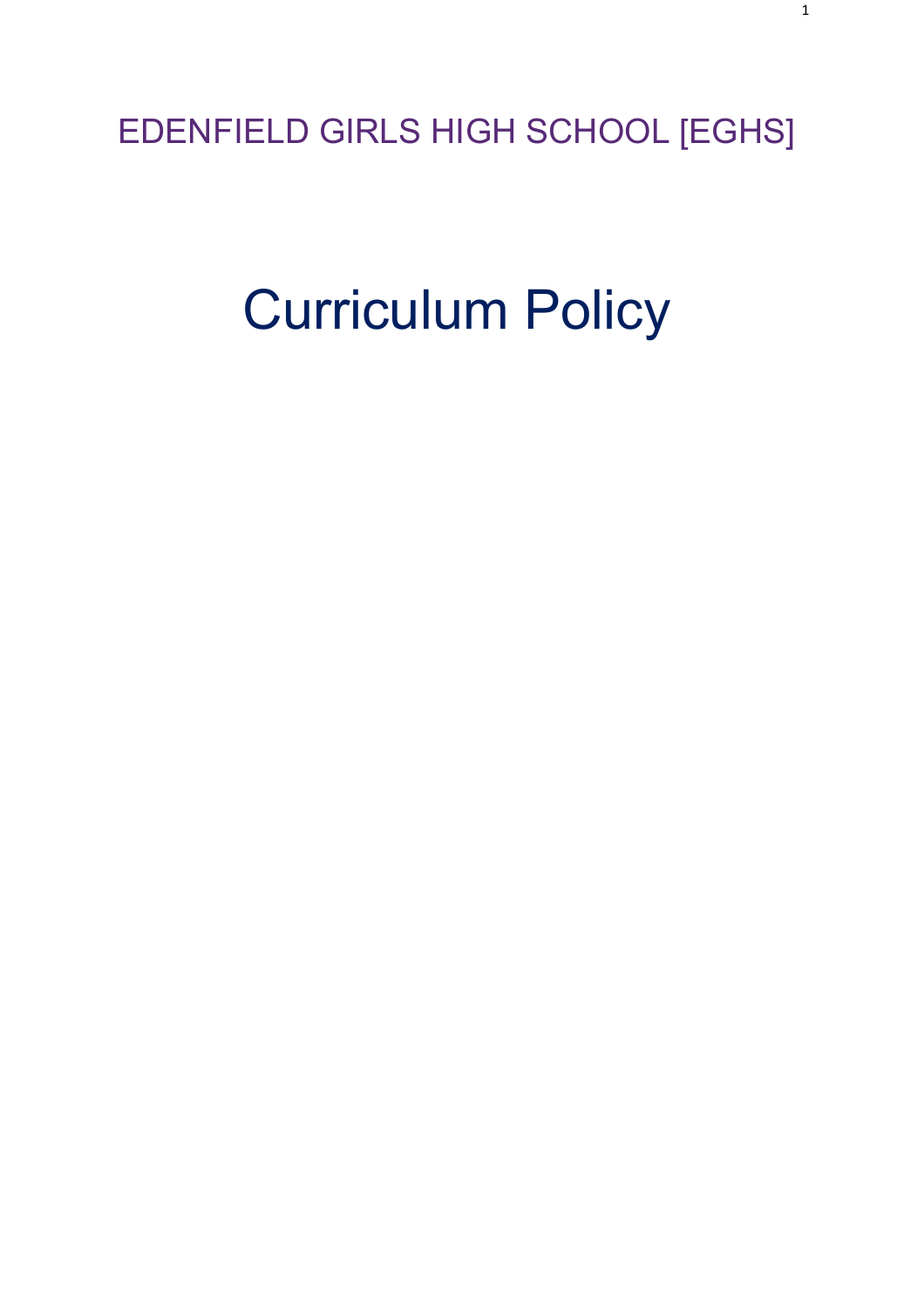EDENFIELD GIRLS HIGH SCHOOL [EGHS]

# Curriculum Policy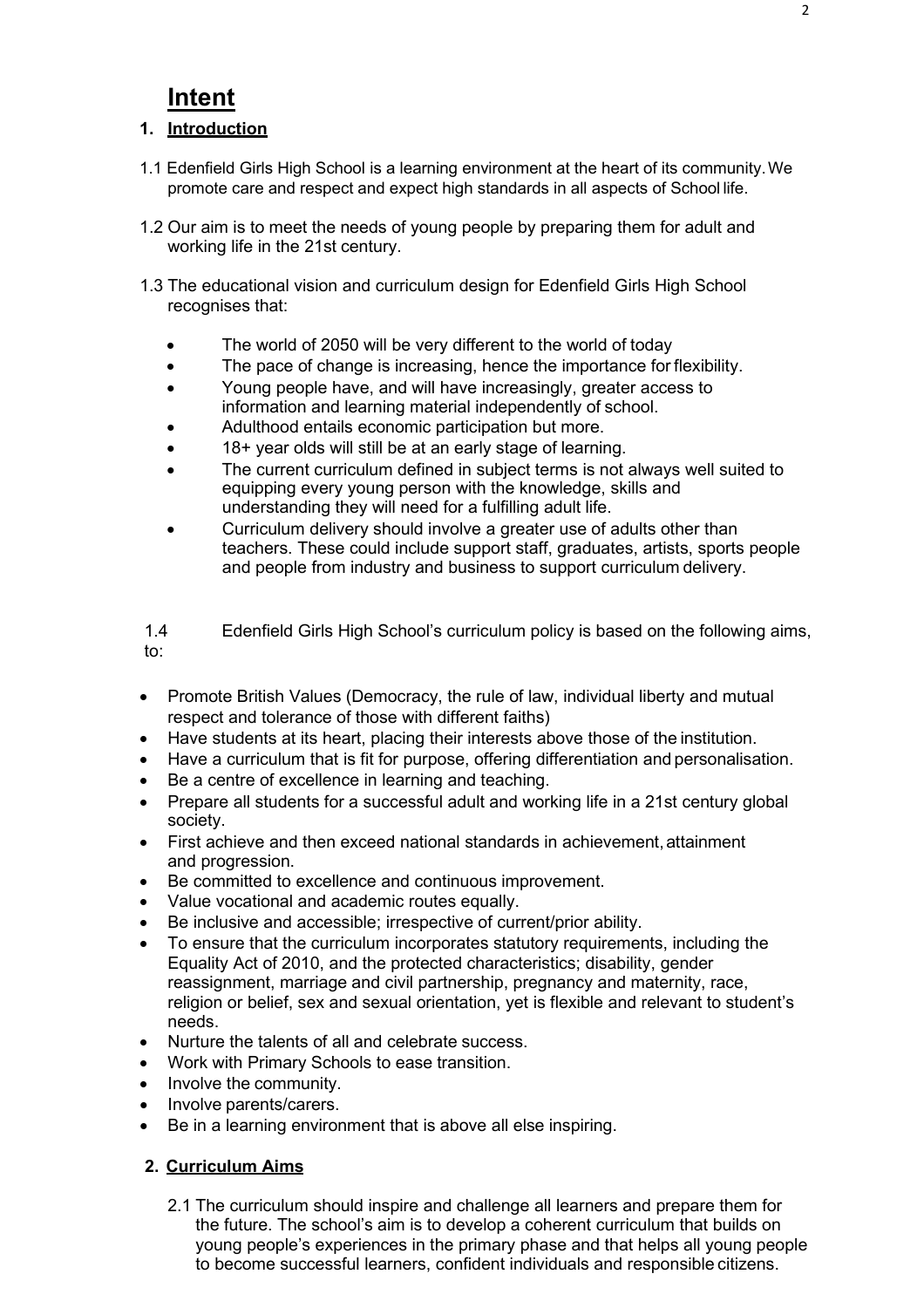# Intent

## 1. Introduction

1.1 Edenfield Girls High School is a learning environment at the heart of its community. We promote care and respect and expect high standards in all aspects of School life.

1.2 Our aim is to meet the needs of young people by preparing them for adult and working life in the 21st century.

1.3 The educational vision and curriculum design for Edenfield Girls High School recognises that:

- The world of 2050 will be very different to the world of today
- The pace of change is increasing, hence the importance for flexibility.
- Young people have, and will have increasingly, greater access to information and learning material independently of school.
- Adulthood entails economic participation but more.
- 18+ year olds will still be at an early stage of learning.
- The current curriculum defined in subject terms is not always well suited to equipping every young person with the knowledge, skills and understanding they will need for a fulfilling adult life.
- Curriculum delivery should involve a greater use of adults other than teachers. These could include support staff, graduates, artists, sports people and people from industry and business to support curriculum delivery.

1.4 Edenfield Girls High School's curriculum policy is based on the following aims, to:

- Promote British Values (Democracy, the rule of law, individual liberty and mutual respect and tolerance of those with different faiths)
- Have students at its heart, placing their interests above those of the institution.
- Have a curriculum that is fit for purpose, offering differentiation and personalisation.
- Be a centre of excellence in learning and teaching.
- Prepare all students for a successful adult and working life in a 21st century global society.
- First achieve and then exceed national standards in achievement, attainment and progression.
- Be committed to excellence and continuous improvement.
- Value vocational and academic routes equally.
- Be inclusive and accessible; irrespective of current/prior ability.
- To ensure that the curriculum incorporates statutory requirements, including the Equality Act of 2010, and the protected characteristics; disability, gender reassignment, marriage and civil partnership, pregnancy and maternity, race, religion or belief, sex and sexual orientation, yet is flexible and relevant to student's needs.
- Nurture the talents of all and celebrate success.
- Work with Primary Schools to ease transition.
- Involve the community.
- Involve parents/carers.
- Be in a learning environment that is above all else inspiring.

## 2. Curriculum Aims

2.1 The curriculum should inspire and challenge all learners and prepare them for the future. The school's aim is to develop a coherent curriculum that builds on young people's experiences in the primary phase and that helps all young people to become successful learners, confident individuals and responsible citizens.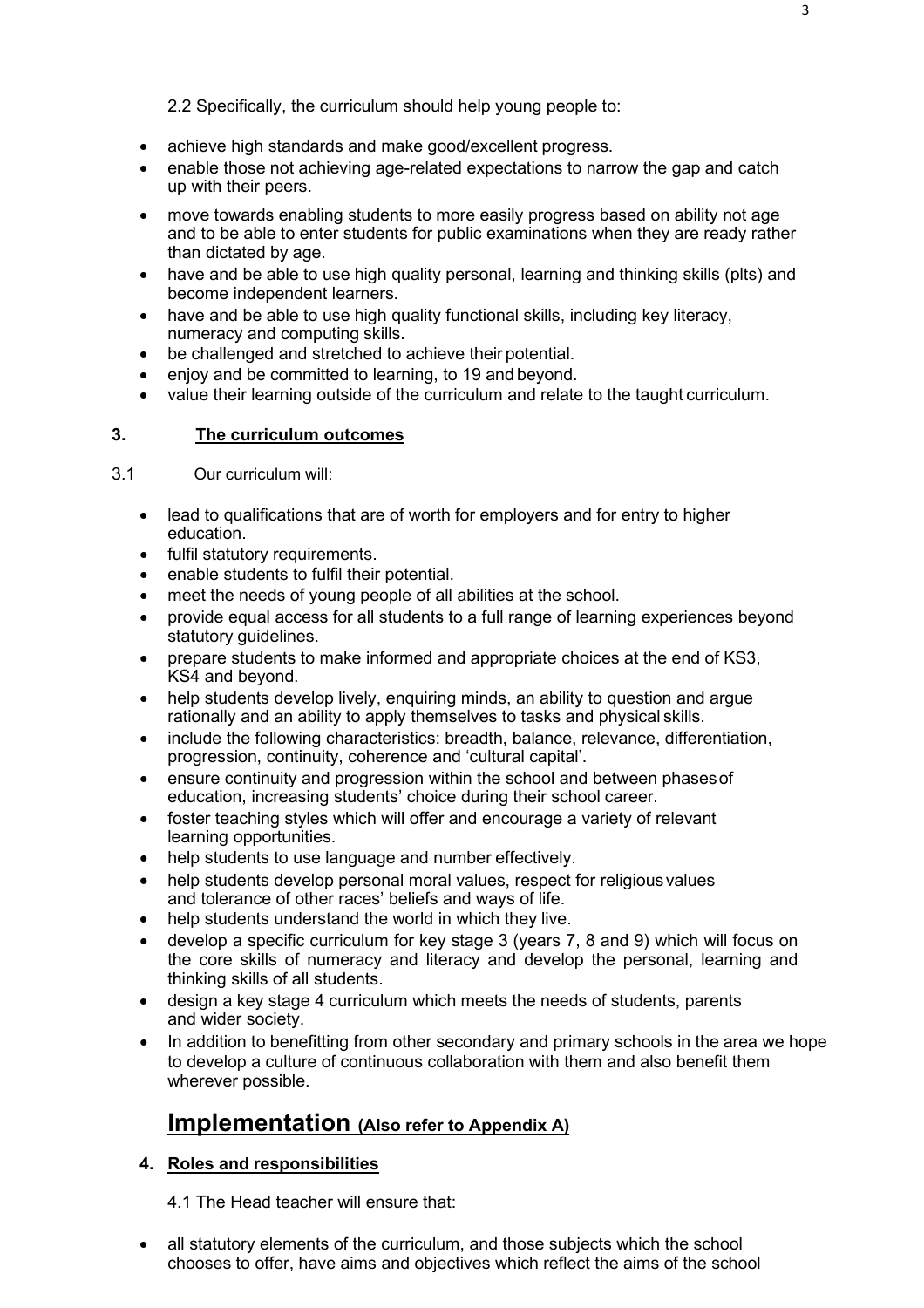2.2 Specifically, the curriculum should help young people to:

- achieve high standards and make good/excellent progress.
- enable those not achieving age-related expectations to narrow the gap and catch up with their peers.
- move towards enabling students to more easily progress based on ability not age and to be able to enter students for public examinations when they are ready rather than dictated by age.
- have and be able to use high quality personal, learning and thinking skills (plts) and become independent learners.
- have and be able to use high quality functional skills, including key literacy, numeracy and computing skills.
- be challenged and stretched to achieve their potential.
- enjoy and be committed to learning, to 19 and beyond.
- value their learning outside of the curriculum and relate to the taught curriculum.

## 3. The curriculum outcomes

3.1 Our curriculum will:

- lead to qualifications that are of worth for employers and for entry to higher education.
- fulfil statutory requirements.
- enable students to fulfil their potential.
- meet the needs of young people of all abilities at the school.
- provide equal access for all students to a full range of learning experiences beyond statutory guidelines.
- prepare students to make informed and appropriate choices at the end of KS3, KS4 and beyond.
- help students develop lively, enquiring minds, an ability to question and argue rationally and an ability to apply themselves to tasks and physical skills.
- include the following characteristics: breadth, balance, relevance, differentiation, progression, continuity, coherence and 'cultural capital'.
- ensure continuity and progression within the school and between phases of education, increasing students' choice during their school career.
- foster teaching styles which will offer and encourage a variety of relevant learning opportunities.
- help students to use language and number effectively.
- help students develop personal moral values, respect for religious values and tolerance of other races' beliefs and ways of life.
- help students understand the world in which they live.
- develop a specific curriculum for key stage 3 (years 7, 8 and 9) which will focus on the core skills of numeracy and literacy and develop the personal, learning and thinking skills of all students.
- design a key stage 4 curriculum which meets the needs of students, parents and wider society.
- In addition to benefitting from other secondary and primary schools in the area we hope to develop a culture of continuous collaboration with them and also benefit them wherever possible.

# Implementation (Also refer to Appendix A)

## 4. Roles and responsibilities

4.1 The Head teacher will ensure that:

- all statutory elements of the curriculum, and those subjects which the school chooses to offer, have aims and objectives which reflect the aims of the school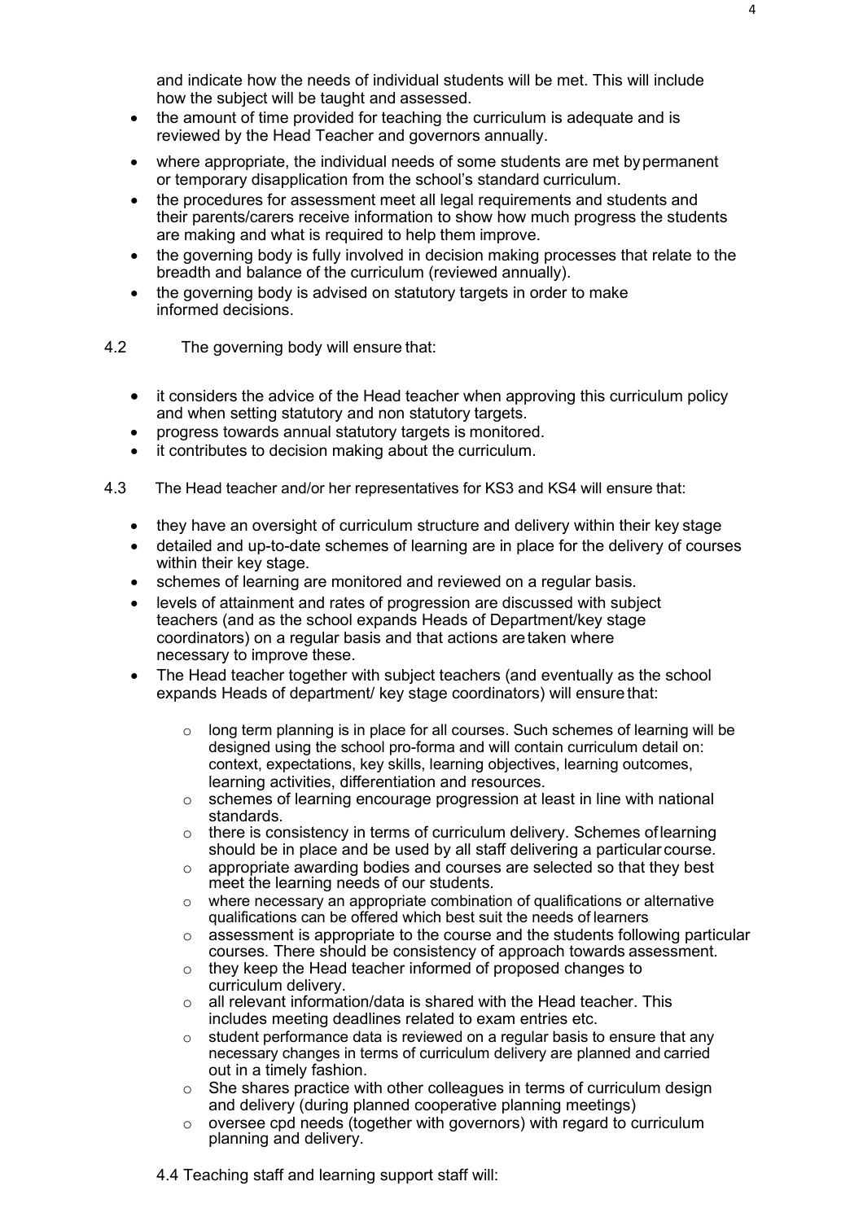and indicate how the needs of individual students will be met. This will include how the subject will be taught and assessed.

- the amount of time provided for teaching the curriculum is adequate and is reviewed by the Head Teacher and governors annually.
- where appropriate, the individual needs of some students are met by permanent or temporary disapplication from the school's standard curriculum.
- the procedures for assessment meet all legal requirements and students and their parents/carers receive information to show how much progress the students are making and what is required to help them improve.
- the governing body is fully involved in decision making processes that relate to the breadth and balance of the curriculum (reviewed annually).
- the governing body is advised on statutory targets in order to make informed decisions.

4.2 The governing body will ensure that:

- it considers the advice of the Head teacher when approving this curriculum policy and when setting statutory and non statutory targets.
- progress towards annual statutory targets is monitored.
- it contributes to decision making about the curriculum.

4.3 The Head teacher and/or her representatives for KS3 and KS4 will ensure that:

- they have an oversight of curriculum structure and delivery within their key stage
- detailed and up-to-date schemes of learning are in place for the delivery of courses within their key stage.
- schemes of learning are monitored and reviewed on a regular basis.
- levels of attainment and rates of progression are discussed with subject teachers (and as the school expands Heads of Department/key stage coordinators) on a regular basis and that actions are taken where necessary to improve these.
- The Head teacher together with subject teachers (and eventually as the school expands Heads of department/ key stage coordinators) will ensure that:
  - long term planning is in place for all courses. Such schemes of learning will be designed using the school pro-forma and will contain curriculum detail on: context, expectations, key skills, learning objectives, learning outcomes, learning activities, differentiation and resources.
  - schemes of learning encourage progression at least in line with national standards.
  - there is consistency in terms of curriculum delivery. Schemes of learning should be in place and be used by all staff delivering a particular course.
  - appropriate awarding bodies and courses are selected so that they best meet the learning needs of our students.
  - where necessary an appropriate combination of qualifications or alternative qualifications can be offered which best suit the needs of learners
  - assessment is appropriate to the course and the students following particular courses. There should be consistency of approach towards assessment.
  - they keep the Head teacher informed of proposed changes to curriculum delivery.
  - all relevant information/data is shared with the Head teacher. This includes meeting deadlines related to exam entries etc.
  - student performance data is reviewed on a regular basis to ensure that any necessary changes in terms of curriculum delivery are planned and carried out in a timely fashion.
  - She shares practice with other colleagues in terms of curriculum design and delivery (during planned cooperative planning meetings)
  - oversee cpd needs (together with governors) with regard to curriculum planning and delivery.

4.4 Teaching staff and learning support staff will: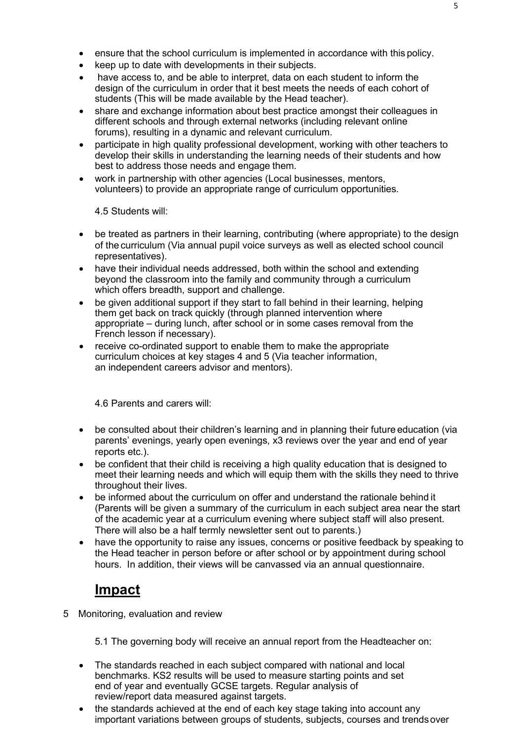- ensure that the school curriculum is implemented in accordance with this policy.
- keep up to date with developments in their subjects.
- have access to, and be able to interpret, data on each student to inform the design of the curriculum in order that it best meets the needs of each cohort of students (This will be made available by the Head teacher).
- share and exchange information about best practice amongst their colleagues in different schools and through external networks (including relevant online forums), resulting in a dynamic and relevant curriculum.
- participate in high quality professional development, working with other teachers to develop their skills in understanding the learning needs of their students and how best to address those needs and engage them.
- work in partnership with other agencies (Local businesses, mentors, volunteers) to provide an appropriate range of curriculum opportunities.

4.5 Students will:

- be treated as partners in their learning, contributing (where appropriate) to the design of the curriculum (Via annual pupil voice surveys as well as elected school council representatives).
- have their individual needs addressed, both within the school and extending beyond the classroom into the family and community through a curriculum which offers breadth, support and challenge.
- be given additional support if they start to fall behind in their learning, helping them get back on track quickly (through planned intervention where appropriate – during lunch, after school or in some cases removal from the French lesson if necessary).
- receive co-ordinated support to enable them to make the appropriate curriculum choices at key stages 4 and 5 (Via teacher information, an independent careers advisor and mentors).

4.6 Parents and carers will:

- be consulted about their children's learning and in planning their future education (via parents' evenings, yearly open evenings, x3 reviews over the year and end of year reports etc.).
- be confident that their child is receiving a high quality education that is designed to meet their learning needs and which will equip them with the skills they need to thrive throughout their lives.
- be informed about the curriculum on offer and understand the rationale behind it (Parents will be given a summary of the curriculum in each subject area near the start of the academic year at a curriculum evening where subject staff will also present. There will also be a half termly newsletter sent out to parents.)
- have the opportunity to raise any issues, concerns or positive feedback by speaking to the Head teacher in person before or after school or by appointment during school hours. In addition, their views will be canvassed via an annual questionnaire.

# **Impact**

5 Monitoring, evaluation and review

5.1 The governing body will receive an annual report from the Headteacher on:

- The standards reached in each subject compared with national and local benchmarks. KS2 results will be used to measure starting points and set end of year and eventually GCSE targets. Regular analysis of review/report data measured against targets.
- the standards achieved at the end of each key stage taking into account any important variations between groups of students, subjects, courses and trends over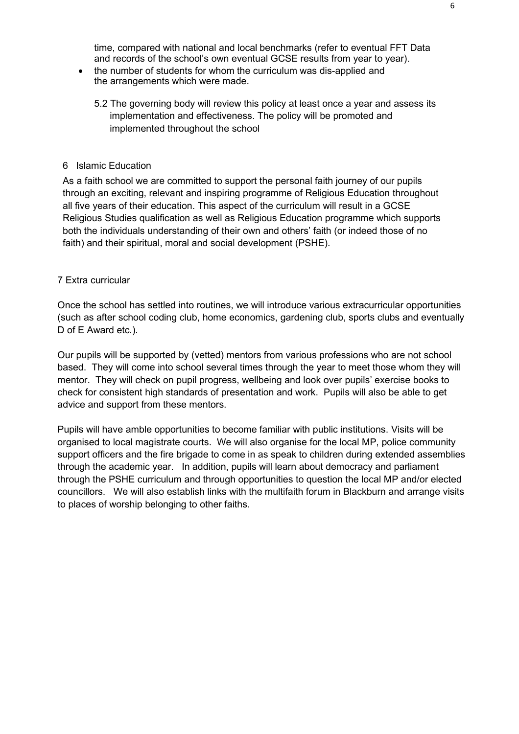time, compared with national and local benchmarks (refer to eventual FFT Data and records of the school's own eventual GCSE results from year to year).

- the number of students for whom the curriculum was dis-applied and the arrangements which were made.

5.2 The governing body will review this policy at least once a year and assess its implementation and effectiveness. The policy will be promoted and implemented throughout the school

## 6 Islamic Education

As a faith school we are committed to support the personal faith journey of our pupils through an exciting, relevant and inspiring programme of Religious Education throughout all five years of their education. This aspect of the curriculum will result in a GCSE Religious Studies qualification as well as Religious Education programme which supports both the individuals understanding of their own and others' faith (or indeed those of no faith) and their spiritual, moral and social development (PSHE).

## 7 Extra curricular

Once the school has settled into routines, we will introduce various extracurricular opportunities (such as after school coding club, home economics, gardening club, sports clubs and eventually D of E Award etc.).

Our pupils will be supported by (vetted) mentors from various professions who are not school based. They will come into school several times through the year to meet those whom they will mentor. They will check on pupil progress, wellbeing and look over pupils' exercise books to check for consistent high standards of presentation and work. Pupils will also be able to get advice and support from these mentors.

Pupils will have amble opportunities to become familiar with public institutions. Visits will be organised to local magistrate courts. We will also organise for the local MP, police community support officers and the fire brigade to come in as speak to children during extended assemblies through the academic year. In addition, pupils will learn about democracy and parliament through the PSHE curriculum and through opportunities to question the local MP and/or elected councillors. We will also establish links with the multifaith forum in Blackburn and arrange visits to places of worship belonging to other faiths.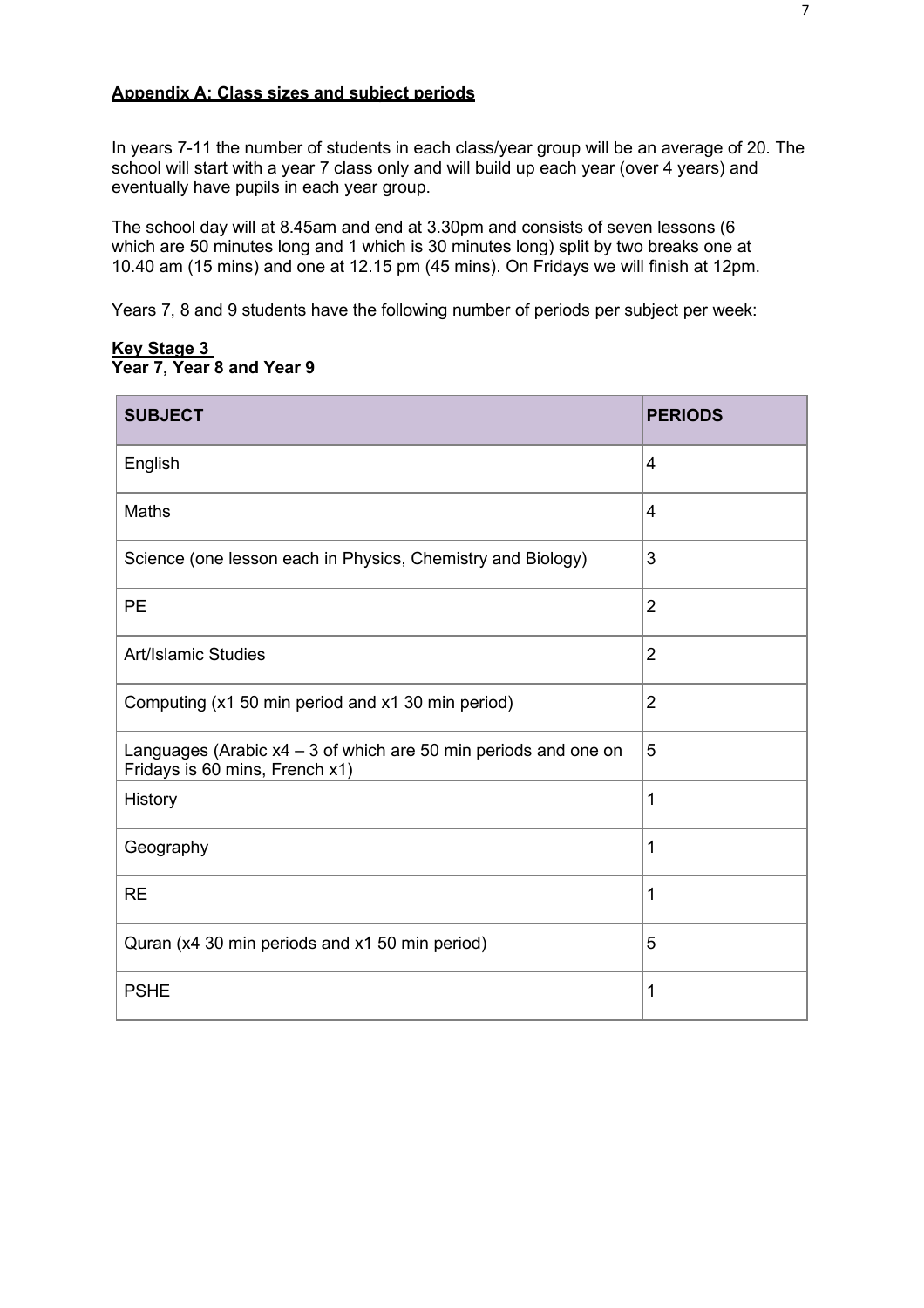**Appendix A: Class sizes and subject periods**

In years 7-11 the number of students in each class/year group will be an average of 20. The school will start with a year 7 class only and will build up each year (over 4 years) and eventually have pupils in each year group.

The school day will at 8.45am and end at 3.30pm and consists of seven lessons (6 which are 50 minutes long and 1 which is 30 minutes long) split by two breaks one at 10.40 am (15 mins) and one at 12.15 pm (45 mins). On Fridays we will finish at 12pm.

Years 7, 8 and 9 students have the following number of periods per subject per week:

**Key Stage 3**
**Year 7, Year 8 and Year 9**

| SUBJECT | PERIODS |
|---|---|
| English | 4 |
| Maths | 4 |
| Science (one lesson each in Physics, Chemistry and Biology) | 3 |
| PE | 2 |
| Art/Islamic Studies | 2 |
| Computing (x1 50 min period and x1 30 min period) | 2 |
| Languages (Arabic x4 – 3 of which are 50 min periods and one on Fridays is 60 mins, French x1) | 5 |
| History | 1 |
| Geography | 1 |
| RE | 1 |
| Quran (x4 30 min periods and x1 50 min period) | 5 |
| PSHE | 1 |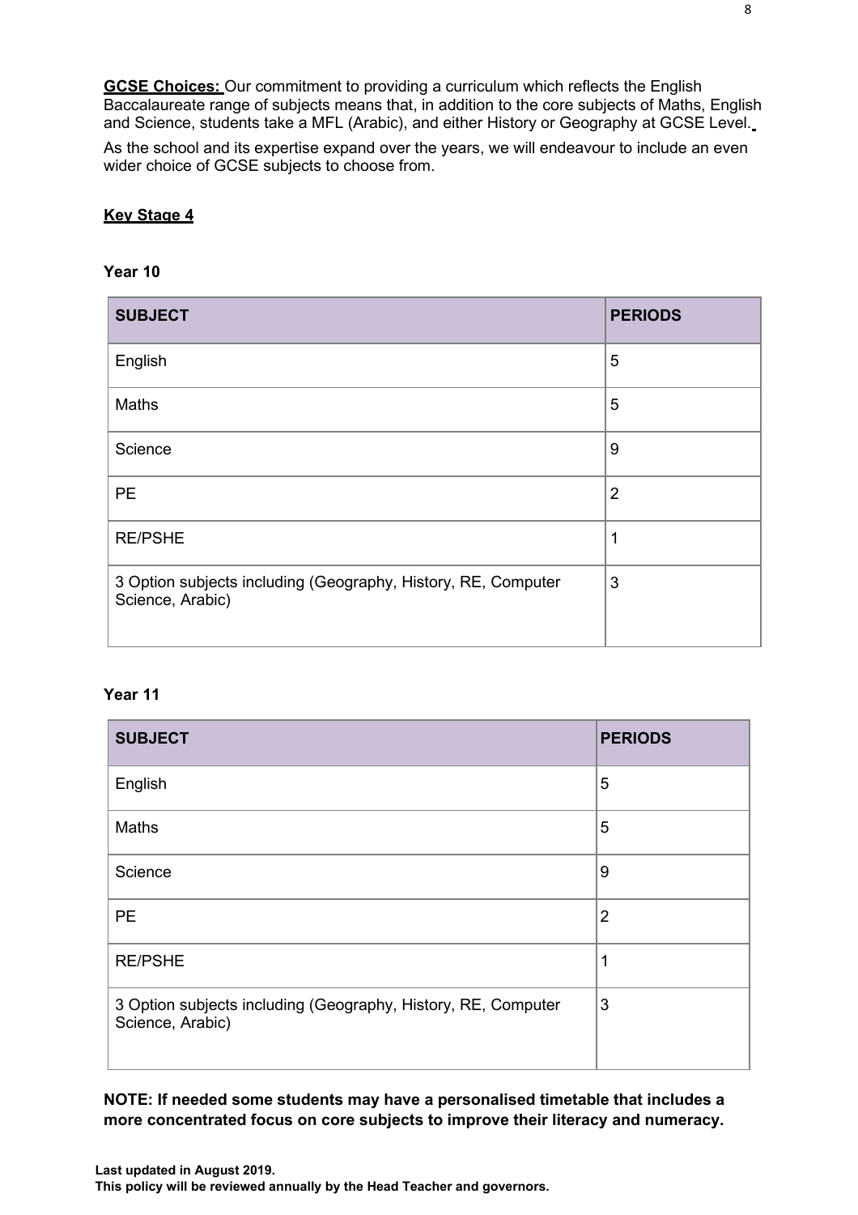**GCSE Choices:** Our commitment to providing a curriculum which reflects the English Baccalaureate range of subjects means that, in addition to the core subjects of Maths, English and Science, students take a MFL (Arabic), and either History or Geography at GCSE Level.

As the school and its expertise expand over the years, we will endeavour to include an even wider choice of GCSE subjects to choose from.

## Key Stage 4

### Year 10

| SUBJECT | PERIODS |
|---|---|
| English | 5 |
| Maths | 5 |
| Science | 9 |
| PE | 2 |
| RE/PSHE | 1 |
| 3 Option subjects including (Geography, History, RE, Computer Science, Arabic) | 3 |

### Year 11

| SUBJECT | PERIODS |
|---|---|
| English | 5 |
| Maths | 5 |
| Science | 9 |
| PE | 2 |
| RE/PSHE | 1 |
| 3 Option subjects including (Geography, History, RE, Computer Science, Arabic) | 3 |

**NOTE: If needed some students may have a personalised timetable that includes a more concentrated focus on core subjects to improve their literacy and numeracy.**

**Last updated in August 2019.**
**This policy will be reviewed annually by the Head Teacher and governors.**